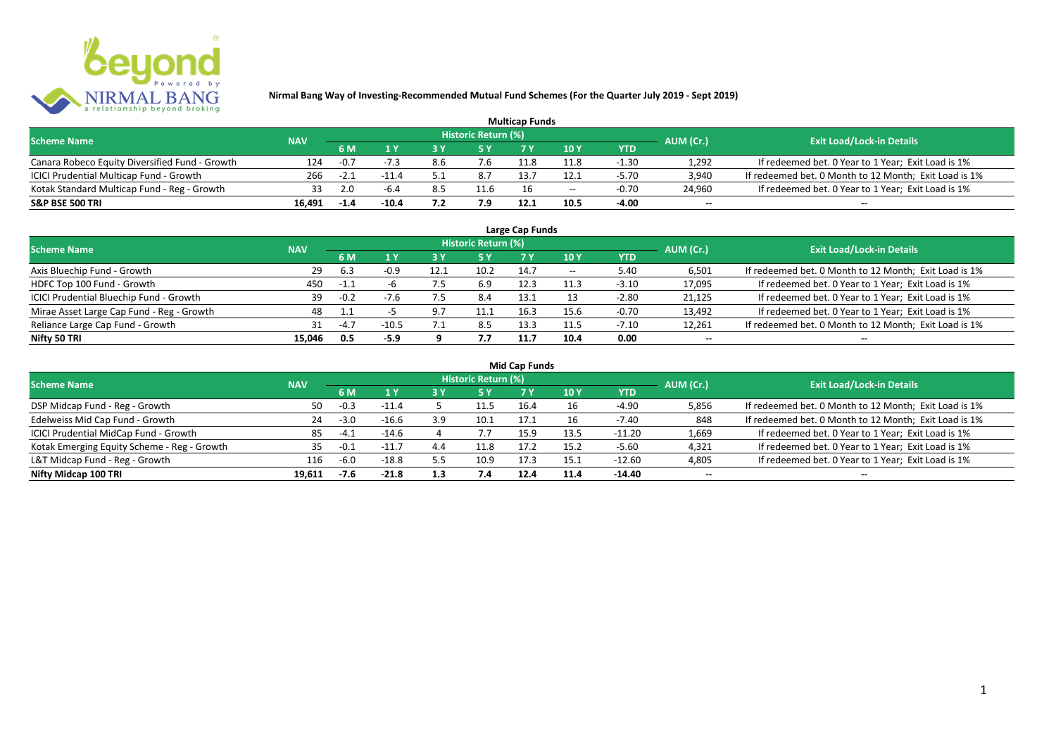**Nirmal Bang Way of Investing-Recommended Mutual Fund Schemes (For the Quarter July 2019 - Sept 2019)**

## Multicap Funds

| Scheme Name | NAV | Historic Return (%) | | | | | | | AUM (Cr.) | Exit Load/Lock-in Details |
|---|---|---|---|---|---|---|---|---|---|---|
| | | 6 M | 1 Y | 3 Y | 5 Y | 7 Y | 10 Y | YTD | | |
| Canara Robeco Equity Diversified Fund - Growth | 124 | -0.7 | -7.3 | 8.6 | 7.6 | 11.8 | 11.8 | -1.30 | 1,292 | If redeemed bet. 0 Year to 1 Year; Exit Load is 1% |
| ICICI Prudential Multicap Fund - Growth | 266 | -2.1 | -11.4 | 5.1 | 8.7 | 13.7 | 12.1 | -5.70 | 3,940 | If redeemed bet. 0 Month to 12 Month; Exit Load is 1% |
| Kotak Standard Multicap Fund - Reg - Growth | 33 | 2.0 | -6.4 | 8.5 | 11.6 | 16 | -- | -0.70 | 24,960 | If redeemed bet. 0 Year to 1 Year; Exit Load is 1% |
| **S&P BSE 500 TRI** | **16,491** | **-1.4** | **-10.4** | **7.2** | **7.9** | **12.1** | **10.5** | **-4.00** | **--** | **--** |

## Large Cap Funds

| Scheme Name | NAV | Historic Return (%) | | | | | | | AUM (Cr.) | Exit Load/Lock-in Details |
|---|---|---|---|---|---|---|---|---|---|---|
| | | 6 M | 1 Y | 3 Y | 5 Y | 7 Y | 10 Y | YTD | | |
| Axis Bluechip Fund - Growth | 29 | 6.3 | -0.9 | 12.1 | 10.2 | 14.7 | -- | 5.40 | 6,501 | If redeemed bet. 0 Month to 12 Month; Exit Load is 1% |
| HDFC Top 100 Fund - Growth | 450 | -1.1 | -6 | 7.5 | 6.9 | 12.3 | 11.3 | -3.10 | 17,095 | If redeemed bet. 0 Year to 1 Year; Exit Load is 1% |
| ICICI Prudential Bluechip Fund - Growth | 39 | -0.2 | -7.6 | 7.5 | 8.4 | 13.1 | 13 | -2.80 | 21,125 | If redeemed bet. 0 Year to 1 Year; Exit Load is 1% |
| Mirae Asset Large Cap Fund - Reg - Growth | 48 | 1.1 | -5 | 9.7 | 11.1 | 16.3 | 15.6 | -0.70 | 13,492 | If redeemed bet. 0 Year to 1 Year; Exit Load is 1% |
| Reliance Large Cap Fund - Growth | 31 | -4.7 | -10.5 | 7.1 | 8.5 | 13.3 | 11.5 | -7.10 | 12,261 | If redeemed bet. 0 Month to 12 Month; Exit Load is 1% |
| **Nifty 50 TRI** | **15,046** | **0.5** | **-5.9** | **9** | **7.7** | **11.7** | **10.4** | **0.00** | **--** | **--** |

## Mid Cap Funds

| Scheme Name | NAV | Historic Return (%) | | | | | | | AUM (Cr.) | Exit Load/Lock-in Details |
|---|---|---|---|---|---|---|---|---|---|---|
| | | 6 M | 1 Y | 3 Y | 5 Y | 7 Y | 10 Y | YTD | | |
| DSP Midcap Fund - Reg - Growth | 50 | -0.3 | -11.4 | 5 | 11.5 | 16.4 | 16 | -4.90 | 5,856 | If redeemed bet. 0 Month to 12 Month; Exit Load is 1% |
| Edelweiss Mid Cap Fund - Growth | 24 | -3.0 | -16.6 | 3.9 | 10.1 | 17.1 | 16 | -7.40 | 848 | If redeemed bet. 0 Month to 12 Month; Exit Load is 1% |
| ICICI Prudential MidCap Fund - Growth | 85 | -4.1 | -14.6 | 4 | 7.7 | 15.9 | 13.5 | -11.20 | 1,669 | If redeemed bet. 0 Year to 1 Year; Exit Load is 1% |
| Kotak Emerging Equity Scheme - Reg - Growth | 35 | -0.1 | -11.7 | 4.4 | 11.8 | 17.2 | 15.2 | -5.60 | 4,321 | If redeemed bet. 0 Year to 1 Year; Exit Load is 1% |
| L&T Midcap Fund - Reg - Growth | 116 | -6.0 | -18.8 | 5.5 | 10.9 | 17.3 | 15.1 | -12.60 | 4,805 | If redeemed bet. 0 Year to 1 Year; Exit Load is 1% |
| **Nifty Midcap 100 TRI** | **19,611** | **-7.6** | **-21.8** | **1.3** | **7.4** | **12.4** | **11.4** | **-14.40** | **--** | **--** |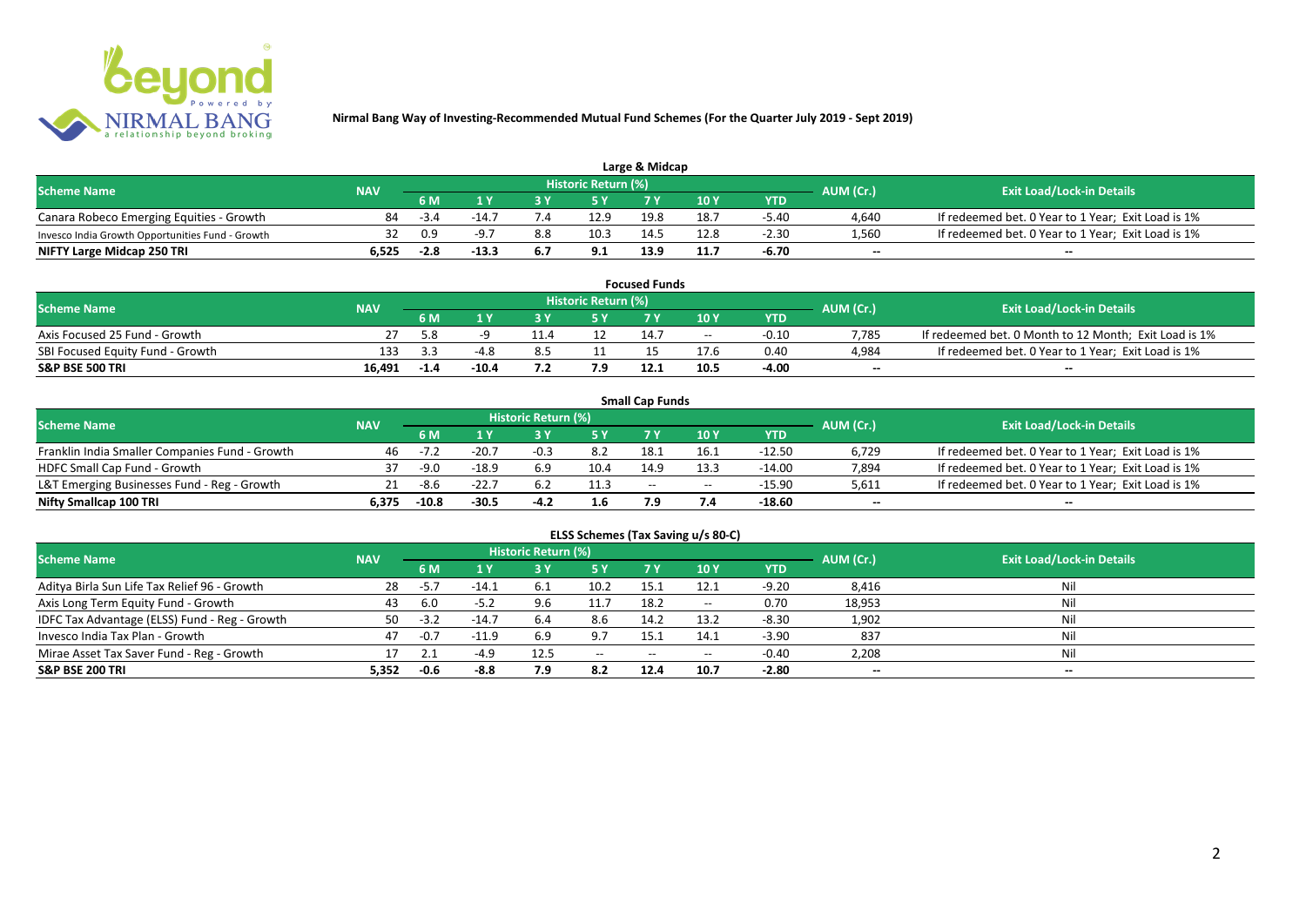## Nirmal Bang Way of Investing-Recommended Mutual Fund Schemes (For the Quarter July 2019 - Sept 2019)

### Large & Midcap

| Scheme Name | NAV | Historic Return (%) | | | | | | | AUM (Cr.) | Exit Load/Lock-in Details |
|---|---|---|---|---|---|---|---|---|---|---|
| | | 6 M | 1 Y | 3 Y | 5 Y | 7 Y | 10 Y | YTD | | |
| Canara Robeco Emerging Equities - Growth | 84 | -3.4 | -14.7 | 7.4 | 12.9 | 19.8 | 18.7 | -5.40 | 4,640 | If redeemed bet. 0 Year to 1 Year; Exit Load is 1% |
| Invesco India Growth Opportunities Fund - Growth | 32 | 0.9 | -9.7 | 8.8 | 10.3 | 14.5 | 12.8 | -2.30 | 1,560 | If redeemed bet. 0 Year to 1 Year; Exit Load is 1% |
| **NIFTY Large Midcap 250 TRI** | **6,525** | **-2.8** | **-13.3** | **6.7** | **9.1** | **13.9** | **11.7** | **-6.70** | **--** | **--** |

### Focused Funds

| Scheme Name | NAV | Historic Return (%) | | | | | | | AUM (Cr.) | Exit Load/Lock-in Details |
|---|---|---|---|---|---|---|---|---|---|---|
| | | 6 M | 1 Y | 3 Y | 5 Y | 7 Y | 10 Y | YTD | | |
| Axis Focused 25 Fund - Growth | 27 | 5.8 | -9 | 11.4 | 12 | 14.7 | -- | -0.10 | 7,785 | If redeemed bet. 0 Month to 12 Month; Exit Load is 1% |
| SBI Focused Equity Fund - Growth | 133 | 3.3 | -4.8 | 8.5 | 11 | 15 | 17.6 | 0.40 | 4,984 | If redeemed bet. 0 Year to 1 Year; Exit Load is 1% |
| **S&P BSE 500 TRI** | **16,491** | **-1.4** | **-10.4** | **7.2** | **7.9** | **12.1** | **10.5** | **-4.00** | **--** | **--** |

### Small Cap Funds

| Scheme Name | NAV | Historic Return (%) | | | | | | | AUM (Cr.) | Exit Load/Lock-in Details |
|---|---|---|---|---|---|---|---|---|---|---|
| | | 6 M | 1 Y | 3 Y | 5 Y | 7 Y | 10 Y | YTD | | |
| Franklin India Smaller Companies Fund - Growth | 46 | -7.2 | -20.7 | -0.3 | 8.2 | 18.1 | 16.1 | -12.50 | 6,729 | If redeemed bet. 0 Year to 1 Year; Exit Load is 1% |
| HDFC Small Cap Fund - Growth | 37 | -9.0 | -18.9 | 6.9 | 10.4 | 14.9 | 13.3 | -14.00 | 7,894 | If redeemed bet. 0 Year to 1 Year; Exit Load is 1% |
| L&T Emerging Businesses Fund - Reg - Growth | 21 | -8.6 | -22.7 | 6.2 | 11.3 | -- | -- | -15.90 | 5,611 | If redeemed bet. 0 Year to 1 Year; Exit Load is 1% |
| **Nifty Smallcap 100 TRI** | **6,375** | **-10.8** | **-30.5** | **-4.2** | **1.6** | **7.9** | **7.4** | **-18.60** | **--** | **--** |

### ELSS Schemes (Tax Saving u/s 80-C)

| Scheme Name | NAV | Historic Return (%) | | | | | | | AUM (Cr.) | Exit Load/Lock-in Details |
|---|---|---|---|---|---|---|---|---|---|---|
| | | 6 M | 1 Y | 3 Y | 5 Y | 7 Y | 10 Y | YTD | | |
| Aditya Birla Sun Life Tax Relief 96 - Growth | 28 | -5.7 | -14.1 | 6.1 | 10.2 | 15.1 | 12.1 | -9.20 | 8,416 | Nil |
| Axis Long Term Equity Fund - Growth | 43 | 6.0 | -5.2 | 9.6 | 11.7 | 18.2 | -- | 0.70 | 18,953 | Nil |
| IDFC Tax Advantage (ELSS) Fund - Reg - Growth | 50 | -3.2 | -14.7 | 6.4 | 8.6 | 14.2 | 13.2 | -8.30 | 1,902 | Nil |
| Invesco India Tax Plan - Growth | 47 | -0.7 | -11.9 | 6.9 | 9.7 | 15.1 | 14.1 | -3.90 | 837 | Nil |
| Mirae Asset Tax Saver Fund - Reg - Growth | 17 | 2.1 | -4.9 | 12.5 | -- | -- | -- | -0.40 | 2,208 | Nil |
| **S&P BSE 200 TRI** | **5,352** | **-0.6** | **-8.8** | **7.9** | **8.2** | **12.4** | **10.7** | **-2.80** | **--** | **--** |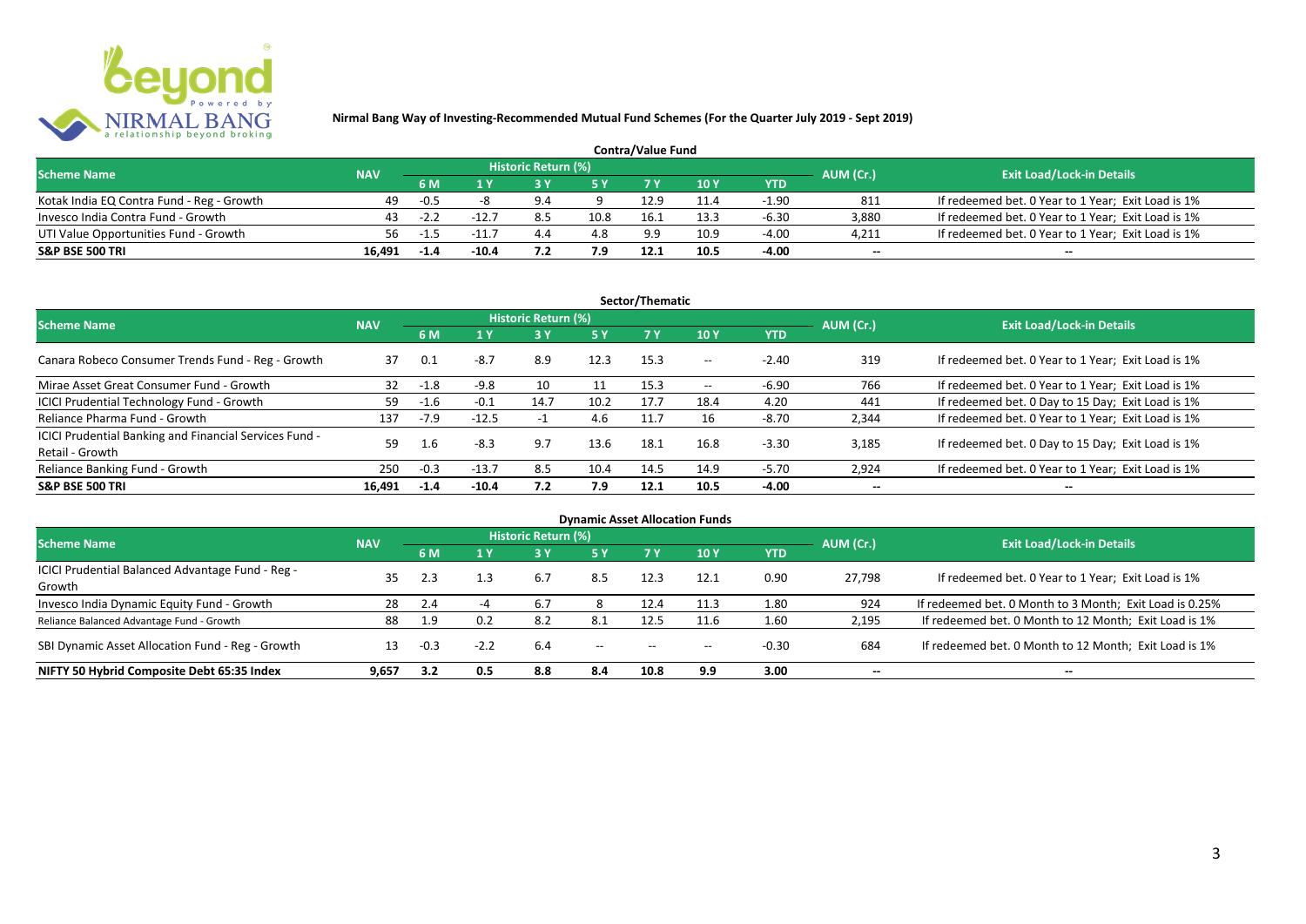**Nirmal Bang Way of Investing-Recommended Mutual Fund Schemes (For the Quarter July 2019 - Sept 2019)**

## Contra/Value Fund

| Scheme Name | NAV | Historic Return (%) | | | | | | | AUM (Cr.) | Exit Load/Lock-in Details |
|---|---|---|---|---|---|---|---|---|---|---|
| | | 6 M | 1 Y | 3 Y | 5 Y | 7 Y | 10 Y | YTD | | |
| Kotak India EQ Contra Fund - Reg - Growth | 49 | -0.5 | -8 | 9.4 | 9 | 12.9 | 11.4 | -1.90 | 811 | If redeemed bet. 0 Year to 1 Year; Exit Load is 1% |
| Invesco India Contra Fund - Growth | 43 | -2.2 | -12.7 | 8.5 | 10.8 | 16.1 | 13.3 | -6.30 | 3,880 | If redeemed bet. 0 Year to 1 Year; Exit Load is 1% |
| UTI Value Opportunities Fund - Growth | 56 | -1.5 | -11.7 | 4.4 | 4.8 | 9.9 | 10.9 | -4.00 | 4,211 | If redeemed bet. 0 Year to 1 Year; Exit Load is 1% |
| **S&P BSE 500 TRI** | **16,491** | **-1.4** | **-10.4** | **7.2** | **7.9** | **12.1** | **10.5** | **-4.00** | -- | -- |

## Sector/Thematic

| Scheme Name | NAV | Historic Return (%) | | | | | | | AUM (Cr.) | Exit Load/Lock-in Details |
|---|---|---|---|---|---|---|---|---|---|---|
| | | 6 M | 1 Y | 3 Y | 5 Y | 7 Y | 10 Y | YTD | | |
| Canara Robeco Consumer Trends Fund - Reg - Growth | 37 | 0.1 | -8.7 | 8.9 | 12.3 | 15.3 | -- | -2.40 | 319 | If redeemed bet. 0 Year to 1 Year; Exit Load is 1% |
| Mirae Asset Great Consumer Fund - Growth | 32 | -1.8 | -9.8 | 10 | 11 | 15.3 | -- | -6.90 | 766 | If redeemed bet. 0 Year to 1 Year; Exit Load is 1% |
| ICICI Prudential Technology Fund - Growth | 59 | -1.6 | -0.1 | 14.7 | 10.2 | 17.7 | 18.4 | 4.20 | 441 | If redeemed bet. 0 Day to 15 Day; Exit Load is 1% |
| Reliance Pharma Fund - Growth | 137 | -7.9 | -12.5 | -1 | 4.6 | 11.7 | 16 | -8.70 | 2,344 | If redeemed bet. 0 Year to 1 Year; Exit Load is 1% |
| ICICI Prudential Banking and Financial Services Fund - Retail - Growth | 59 | 1.6 | -8.3 | 9.7 | 13.6 | 18.1 | 16.8 | -3.30 | 3,185 | If redeemed bet. 0 Day to 15 Day; Exit Load is 1% |
| Reliance Banking Fund - Growth | 250 | -0.3 | -13.7 | 8.5 | 10.4 | 14.5 | 14.9 | -5.70 | 2,924 | If redeemed bet. 0 Year to 1 Year; Exit Load is 1% |
| **S&P BSE 500 TRI** | **16,491** | **-1.4** | **-10.4** | **7.2** | **7.9** | **12.1** | **10.5** | **-4.00** | -- | -- |

## Dynamic Asset Allocation Funds

| Scheme Name | NAV | Historic Return (%) | | | | | | | AUM (Cr.) | Exit Load/Lock-in Details |
|---|---|---|---|---|---|---|---|---|---|---|
| | | 6 M | 1 Y | 3 Y | 5 Y | 7 Y | 10 Y | YTD | | |
| ICICI Prudential Balanced Advantage Fund - Reg - Growth | 35 | 2.3 | 1.3 | 6.7 | 8.5 | 12.3 | 12.1 | 0.90 | 27,798 | If redeemed bet. 0 Year to 1 Year; Exit Load is 1% |
| Invesco India Dynamic Equity Fund - Growth | 28 | 2.4 | -4 | 6.7 | 8 | 12.4 | 11.3 | 1.80 | 924 | If redeemed bet. 0 Month to 3 Month; Exit Load is 0.25% |
| Reliance Balanced Advantage Fund - Growth | 88 | 1.9 | 0.2 | 8.2 | 8.1 | 12.5 | 11.6 | 1.60 | 2,195 | If redeemed bet. 0 Month to 12 Month; Exit Load is 1% |
| SBI Dynamic Asset Allocation Fund - Reg - Growth | 13 | -0.3 | -2.2 | 6.4 | -- | -- | -- | -0.30 | 684 | If redeemed bet. 0 Month to 12 Month; Exit Load is 1% |
| **NIFTY 50 Hybrid Composite Debt 65:35 Index** | **9,657** | **3.2** | **0.5** | **8.8** | **8.4** | **10.8** | **9.9** | **3.00** | -- | -- |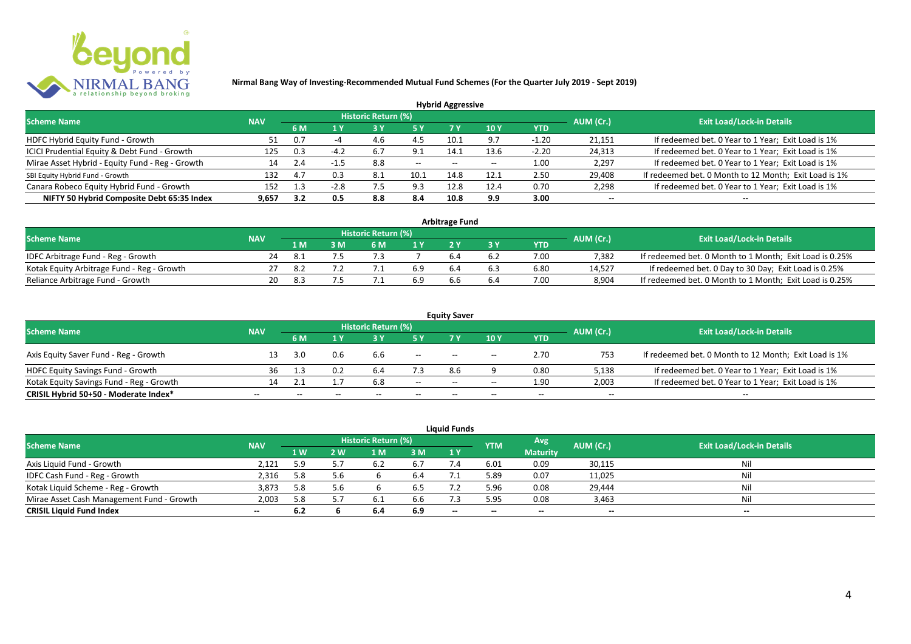# Nirmal Bang Way of Investing-Recommended Mutual Fund Schemes (For the Quarter July 2019 - Sept 2019)

## Hybrid Aggressive

| Scheme Name | NAV | Historic Return (%) | | | | | | | AUM (Cr.) | Exit Load/Lock-in Details |
|---|---|---|---|---|---|---|---|---|---|---|
| | | 6 M | 1 Y | 3 Y | 5 Y | 7 Y | 10 Y | YTD | | |
| HDFC Hybrid Equity Fund - Growth | 51 | 0.7 | -4 | 4.6 | 4.5 | 10.1 | 9.7 | -1.20 | 21,151 | If redeemed bet. 0 Year to 1 Year; Exit Load is 1% |
| ICICI Prudential Equity & Debt Fund - Growth | 125 | 0.3 | -4.2 | 6.7 | 9.1 | 14.1 | 13.6 | -2.20 | 24,313 | If redeemed bet. 0 Year to 1 Year; Exit Load is 1% |
| Mirae Asset Hybrid - Equity Fund - Reg - Growth | 14 | 2.4 | -1.5 | 8.8 | -- | -- | -- | 1.00 | 2,297 | If redeemed bet. 0 Year to 1 Year; Exit Load is 1% |
| SBI Equity Hybrid Fund - Growth | 132 | 4.7 | 0.3 | 8.1 | 10.1 | 14.8 | 12.1 | 2.50 | 29,408 | If redeemed bet. 0 Month to 12 Month; Exit Load is 1% |
| Canara Robeco Equity Hybrid Fund - Growth | 152 | 1.3 | -2.8 | 7.5 | 9.3 | 12.8 | 12.4 | 0.70 | 2,298 | If redeemed bet. 0 Year to 1 Year; Exit Load is 1% |
| **NIFTY 50 Hybrid Composite Debt 65:35 Index** | **9,657** | **3.2** | **0.5** | **8.8** | **8.4** | **10.8** | **9.9** | **3.00** | **--** | **--** |

## Arbitrage Fund

| Scheme Name | NAV | Historic Return (%) | | | | | | | AUM (Cr.) | Exit Load/Lock-in Details |
|---|---|---|---|---|---|---|---|---|---|---|
| | | 1 M | 3 M | 6 M | 1 Y | 2 Y | 3 Y | YTD | | |
| IDFC Arbitrage Fund - Reg - Growth | 24 | 8.1 | 7.5 | 7.3 | 7 | 6.4 | 6.2 | 7.00 | 7,382 | If redeemed bet. 0 Month to 1 Month; Exit Load is 0.25% |
| Kotak Equity Arbitrage Fund - Reg - Growth | 27 | 8.2 | 7.2 | 7.1 | 6.9 | 6.4 | 6.3 | 6.80 | 14,527 | If redeemed bet. 0 Day to 30 Day; Exit Load is 0.25% |
| Reliance Arbitrage Fund - Growth | 20 | 8.3 | 7.5 | 7.1 | 6.9 | 6.6 | 6.4 | 7.00 | 8,904 | If redeemed bet. 0 Month to 1 Month; Exit Load is 0.25% |

## Equity Saver

| Scheme Name | NAV | Historic Return (%) | | | | | | | AUM (Cr.) | Exit Load/Lock-in Details |
|---|---|---|---|---|---|---|---|---|---|---|
| | | 6 M | 1 Y | 3 Y | 5 Y | 7 Y | 10 Y | YTD | | |
| Axis Equity Saver Fund - Reg - Growth | 13 | 3.0 | 0.6 | 6.6 | -- | -- | -- | 2.70 | 753 | If redeemed bet. 0 Month to 12 Month; Exit Load is 1% |
| HDFC Equity Savings Fund - Growth | 36 | 1.3 | 0.2 | 6.4 | 7.3 | 8.6 | 9 | 0.80 | 5,138 | If redeemed bet. 0 Year to 1 Year; Exit Load is 1% |
| Kotak Equity Savings Fund - Reg - Growth | 14 | 2.1 | 1.7 | 6.8 | -- | -- | -- | 1.90 | 2,003 | If redeemed bet. 0 Year to 1 Year; Exit Load is 1% |
| **CRISIL Hybrid 50+50 - Moderate Index*** | **--** | **--** | **--** | **--** | **--** | **--** | **--** | **--** | **--** | **--** |

## Liquid Funds

| Scheme Name | NAV | Historic Return (%) | | | | | YTM | Avg Maturity | AUM (Cr.) | Exit Load/Lock-in Details |
|---|---|---|---|---|---|---|---|---|---|---|
| | | 1 W | 2 W | 1 M | 3 M | 1 Y | | | | |
| Axis Liquid Fund - Growth | 2,121 | 5.9 | 5.7 | 6.2 | 6.7 | 7.4 | 6.01 | 0.09 | 30,115 | Nil |
| IDFC Cash Fund - Reg - Growth | 2,316 | 5.8 | 5.6 | 6 | 6.4 | 7.1 | 5.89 | 0.07 | 11,025 | Nil |
| Kotak Liquid Scheme - Reg - Growth | 3,873 | 5.8 | 5.6 | 6 | 6.5 | 7.2 | 5.96 | 0.08 | 29,444 | Nil |
| Mirae Asset Cash Management Fund - Growth | 2,003 | 5.8 | 5.7 | 6.1 | 6.6 | 7.3 | 5.95 | 0.08 | 3,463 | Nil |
| **CRISIL Liquid Fund Index** | **--** | **6.2** | **6** | **6.4** | **6.9** | **--** | **--** | **--** | **--** | **--** |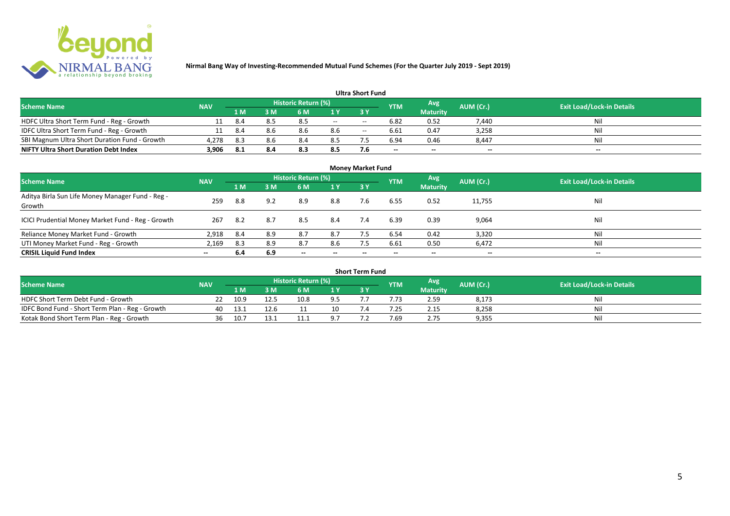**Nirmal Bang Way of Investing-Recommended Mutual Fund Schemes (For the Quarter July 2019 - Sept 2019)**

## Ultra Short Fund

| Scheme Name | NAV | Historic Return (%) | | | | | YTM | Avg Maturity | AUM (Cr.) | Exit Load/Lock-in Details |
|---|---|---|---|---|---|---|---|---|---|---|
| | | 1 M | 3 M | 6 M | 1 Y | 3 Y | | | | |
| HDFC Ultra Short Term Fund - Reg - Growth | 11 | 8.4 | 8.5 | 8.5 | -- | -- | 6.82 | 0.52 | 7,440 | Nil |
| IDFC Ultra Short Term Fund - Reg - Growth | 11 | 8.4 | 8.6 | 8.6 | 8.6 | -- | 6.61 | 0.47 | 3,258 | Nil |
| SBI Magnum Ultra Short Duration Fund - Growth | 4,278 | 8.3 | 8.6 | 8.4 | 8.5 | 7.5 | 6.94 | 0.46 | 8,447 | Nil |
| **NIFTY Ultra Short Duration Debt Index** | **3,906** | **8.1** | **8.4** | **8.3** | **8.5** | **7.6** | **--** | **--** | **--** | **--** |

## Money Market Fund

| Scheme Name | NAV | Historic Return (%) | | | | | YTM | Avg Maturity | AUM (Cr.) | Exit Load/Lock-in Details |
|---|---|---|---|---|---|---|---|---|---|---|
| | | 1 M | 3 M | 6 M | 1 Y | 3 Y | | | | |
| Aditya Birla Sun Life Money Manager Fund - Reg - Growth | 259 | 8.8 | 9.2 | 8.9 | 8.8 | 7.6 | 6.55 | 0.52 | 11,755 | Nil |
| ICICI Prudential Money Market Fund - Reg - Growth | 267 | 8.2 | 8.7 | 8.5 | 8.4 | 7.4 | 6.39 | 0.39 | 9,064 | Nil |
| Reliance Money Market Fund - Growth | 2,918 | 8.4 | 8.9 | 8.7 | 8.7 | 7.5 | 6.54 | 0.42 | 3,320 | Nil |
| UTI Money Market Fund - Reg - Growth | 2,169 | 8.3 | 8.9 | 8.7 | 8.6 | 7.5 | 6.61 | 0.50 | 6,472 | Nil |
| **CRISIL Liquid Fund Index** | **--** | **6.4** | **6.9** | **--** | **--** | **--** | **--** | **--** | **--** | **--** |

## Short Term Fund

| Scheme Name | NAV | Historic Return (%) | | | | | YTM | Avg Maturity | AUM (Cr.) | Exit Load/Lock-in Details |
|---|---|---|---|---|---|---|---|---|---|---|
| | | 1 M | 3 M | 6 M | 1 Y | 3 Y | | | | |
| HDFC Short Term Debt Fund - Growth | 22 | 10.9 | 12.5 | 10.8 | 9.5 | 7.7 | 7.73 | 2.59 | 8,173 | Nil |
| IDFC Bond Fund - Short Term Plan - Reg - Growth | 40 | 13.1 | 12.6 | 11 | 10 | 7.4 | 7.25 | 2.15 | 8,258 | Nil |
| Kotak Bond Short Term Plan - Reg - Growth | 36 | 10.7 | 13.1 | 11.1 | 9.7 | 7.2 | 7.69 | 2.75 | 9,355 | Nil |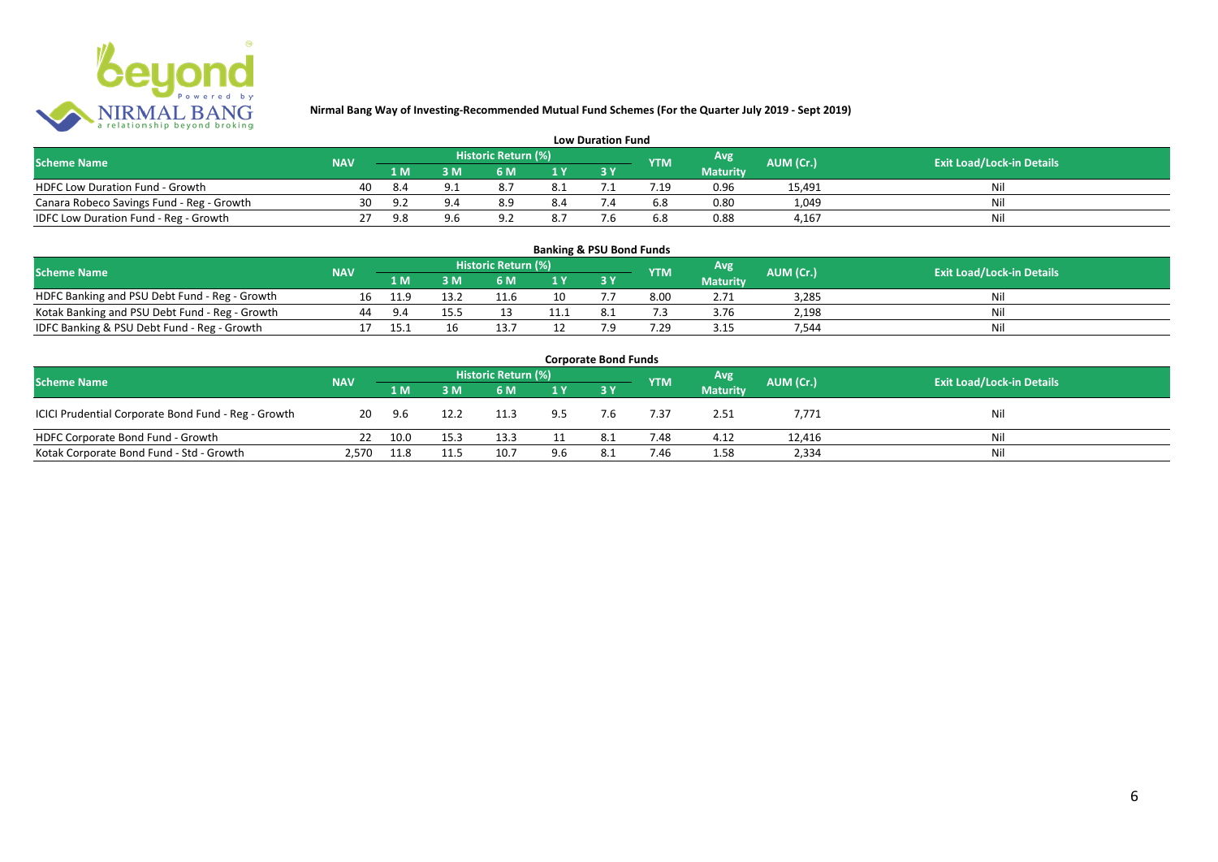# Nirmal Bang Way of Investing-Recommended Mutual Fund Schemes (For the Quarter July 2019 - Sept 2019)

## Low Duration Fund

| Scheme Name | NAV | Historic Return (%) | | | | | YTM | Avg Maturity | AUM (Cr.) | Exit Load/Lock-in Details |
|---|---|---|---|---|---|---|---|---|---|---|
| | | 1 M | 3 M | 6 M | 1 Y | 3 Y | | | | |
| HDFC Low Duration Fund - Growth | 40 | 8.4 | 9.1 | 8.7 | 8.1 | 7.1 | 7.19 | 0.96 | 15,491 | Nil |
| Canara Robeco Savings Fund - Reg - Growth | 30 | 9.2 | 9.4 | 8.9 | 8.4 | 7.4 | 6.8 | 0.80 | 1,049 | Nil |
| IDFC Low Duration Fund - Reg - Growth | 27 | 9.8 | 9.6 | 9.2 | 8.7 | 7.6 | 6.8 | 0.88 | 4,167 | Nil |

## Banking & PSU Bond Funds

| Scheme Name | NAV | Historic Return (%) | | | | | YTM | Avg Maturity | AUM (Cr.) | Exit Load/Lock-in Details |
|---|---|---|---|---|---|---|---|---|---|---|
| | | 1 M | 3 M | 6 M | 1 Y | 3 Y | | | | |
| HDFC Banking and PSU Debt Fund - Reg - Growth | 16 | 11.9 | 13.2 | 11.6 | 10 | 7.7 | 8.00 | 2.71 | 3,285 | Nil |
| Kotak Banking and PSU Debt Fund - Reg - Growth | 44 | 9.4 | 15.5 | 13 | 11.1 | 8.1 | 7.3 | 3.76 | 2,198 | Nil |
| IDFC Banking & PSU Debt Fund - Reg - Growth | 17 | 15.1 | 16 | 13.7 | 12 | 7.9 | 7.29 | 3.15 | 7,544 | Nil |

## Corporate Bond Funds

| Scheme Name | NAV | Historic Return (%) | | | | | YTM | Avg Maturity | AUM (Cr.) | Exit Load/Lock-in Details |
|---|---|---|---|---|---|---|---|---|---|---|
| | | 1 M | 3 M | 6 M | 1 Y | 3 Y | | | | |
| ICICI Prudential Corporate Bond Fund - Reg - Growth | 20 | 9.6 | 12.2 | 11.3 | 9.5 | 7.6 | 7.37 | 2.51 | 7,771 | Nil |
| HDFC Corporate Bond Fund - Growth | 22 | 10.0 | 15.3 | 13.3 | 11 | 8.1 | 7.48 | 4.12 | 12,416 | Nil |
| Kotak Corporate Bond Fund - Std - Growth | 2,570 | 11.8 | 11.5 | 10.7 | 9.6 | 8.1 | 7.46 | 1.58 | 2,334 | Nil |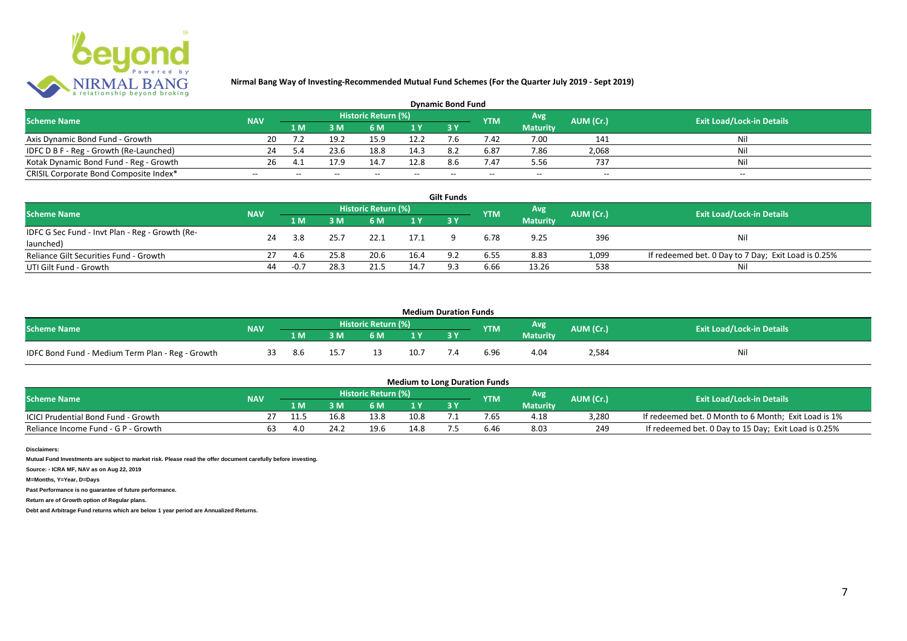**Nirmal Bang Way of Investing-Recommended Mutual Fund Schemes (For the Quarter July 2019 - Sept 2019)**

**Dynamic Bond Fund**

| Scheme Name | NAV | Historic Return (%) | | | | | YTM | Avg Maturity | AUM (Cr.) | Exit Load/Lock-in Details |
|---|---|---|---|---|---|---|---|---|---|---|
| | | 1 M | 3 M | 6 M | 1 Y | 3 Y | | | | |
| Axis Dynamic Bond Fund - Growth | 20 | 7.2 | 19.2 | 15.9 | 12.2 | 7.6 | 7.42 | 7.00 | 141 | Nil |
| IDFC D B F - Reg - Growth (Re-Launched) | 24 | 5.4 | 23.6 | 18.8 | 14.3 | 8.2 | 6.87 | 7.86 | 2,068 | Nil |
| Kotak Dynamic Bond Fund - Reg - Growth | 26 | 4.1 | 17.9 | 14.7 | 12.8 | 8.6 | 7.47 | 5.56 | 737 | Nil |
| CRISIL Corporate Bond Composite Index* | -- | -- | -- | -- | -- | -- | -- | -- | -- | -- |

**Gilt Funds**

| Scheme Name | NAV | Historic Return (%) | | | | | YTM | Avg Maturity | AUM (Cr.) | Exit Load/Lock-in Details |
|---|---|---|---|---|---|---|---|---|---|---|
| | | 1 M | 3 M | 6 M | 1 Y | 3 Y | | | | |
| IDFC G Sec Fund - Invt Plan - Reg - Growth (Re-launched) | 24 | 3.8 | 25.7 | 22.1 | 17.1 | 9 | 6.78 | 9.25 | 396 | Nil |
| Reliance Gilt Securities Fund - Growth | 27 | 4.6 | 25.8 | 20.6 | 16.4 | 9.2 | 6.55 | 8.83 | 1,099 | If redeemed bet. 0 Day to 7 Day; Exit Load is 0.25% |
| UTI Gilt Fund - Growth | 44 | -0.7 | 28.3 | 21.5 | 14.7 | 9.3 | 6.66 | 13.26 | 538 | Nil |

**Medium Duration Funds**

| Scheme Name | NAV | Historic Return (%) | | | | | YTM | Avg Maturity | AUM (Cr.) | Exit Load/Lock-in Details |
|---|---|---|---|---|---|---|---|---|---|---|
| | | 1 M | 3 M | 6 M | 1 Y | 3 Y | | | | |
| IDFC Bond Fund - Medium Term Plan - Reg - Growth | 33 | 8.6 | 15.7 | 13 | 10.7 | 7.4 | 6.96 | 4.04 | 2,584 | Nil |

**Medium to Long Duration Funds**

| Scheme Name | NAV | Historic Return (%) | | | | | YTM | Avg Maturity | AUM (Cr.) | Exit Load/Lock-in Details |
|---|---|---|---|---|---|---|---|---|---|---|
| | | 1 M | 3 M | 6 M | 1 Y | 3 Y | | | | |
| ICICI Prudential Bond Fund - Growth | 27 | 11.5 | 16.8 | 13.8 | 10.8 | 7.1 | 7.65 | 4.18 | 3,280 | If redeemed bet. 0 Month to 6 Month; Exit Load is 1% |
| Reliance Income Fund - G P - Growth | 63 | 4.0 | 24.2 | 19.6 | 14.8 | 7.5 | 6.46 | 8.03 | 249 | If redeemed bet. 0 Day to 15 Day; Exit Load is 0.25% |

**Disclaimers:**

**Mutual Fund Investments are subject to market risk. Please read the offer document carefully before investing.**

**Source: - ICRA MF, NAV as on Aug 22, 2019**

**M=Months, Y=Year, D=Days**

**Past Performance is no guarantee of future performance.**

**Return are of Growth option of Regular plans.**

**Debt and Arbitrage Fund returns which are below 1 year period are Annualized Returns.**